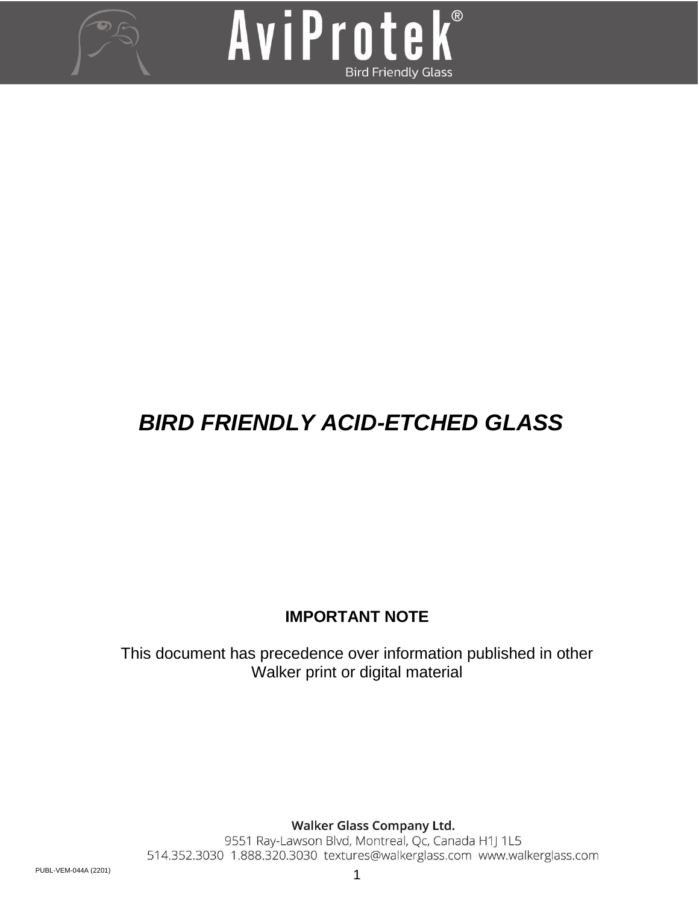AviProtek®

Bird Friendly Glass

# *BIRD FRIENDLY ACID-ETCHED GLASS*

**IMPORTANT NOTE**

This document has precedence over information published in other Walker print or digital material

**Walker Glass Company Ltd.**
9551 Ray-Lawson Blvd, Montreal, Qc, Canada H1J 1L5
514.352.3030 1.888.320.3030 textures@walkerglass.com www.walkerglass.com

PUBL-VEM-044A (2201)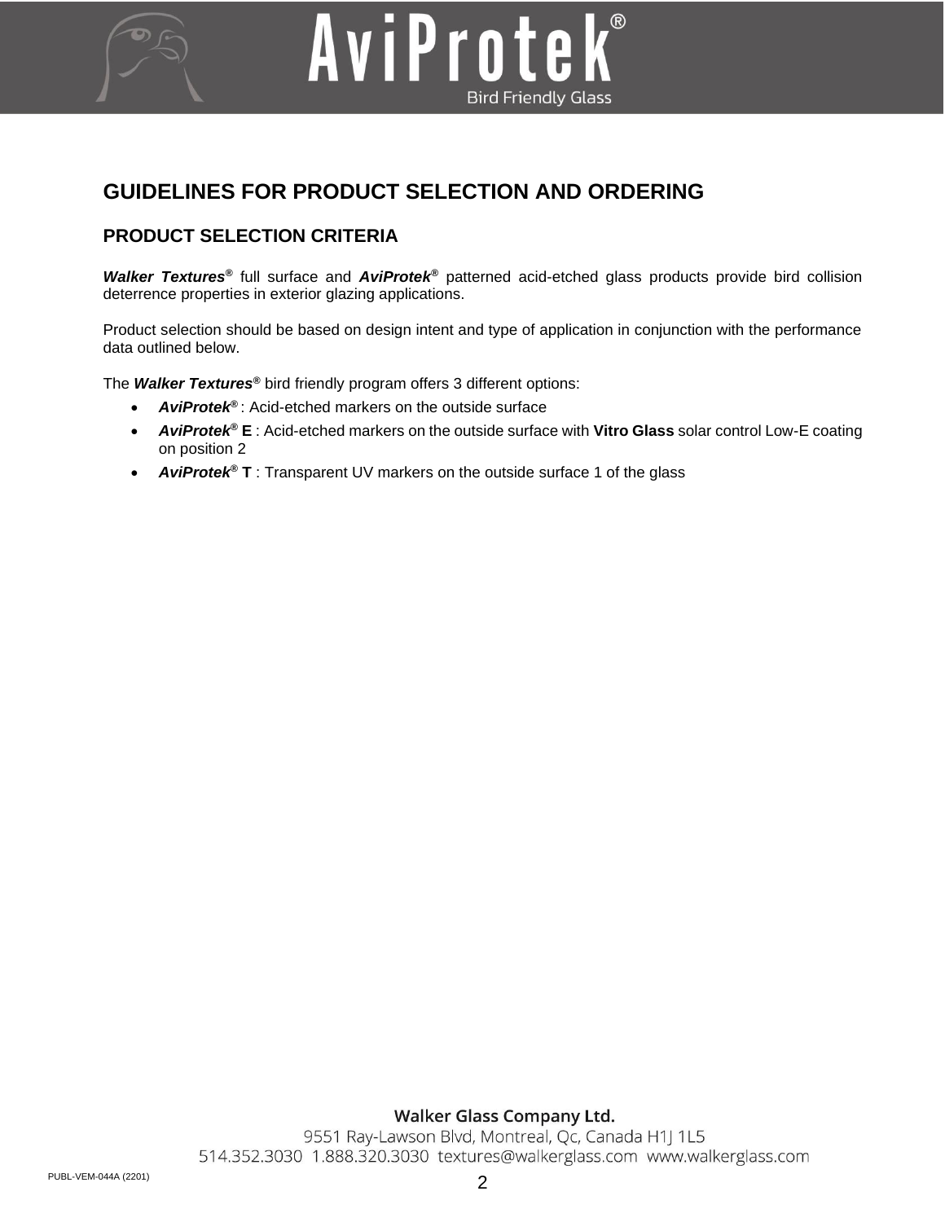# GUIDELINES FOR PRODUCT SELECTION AND ORDERING

## PRODUCT SELECTION CRITERIA

***Walker Textures®*** full surface and ***AviProtek®*** patterned acid-etched glass products provide bird collision deterrence properties in exterior glazing applications.

Product selection should be based on design intent and type of application in conjunction with the performance data outlined below.

The ***Walker Textures®*** bird friendly program offers 3 different options:

- ***AviProtek®*** : Acid-etched markers on the outside surface
- ***AviProtek®*** **E** : Acid-etched markers on the outside surface with **Vitro Glass** solar control Low-E coating on position 2
- ***AviProtek®*** **T** : Transparent UV markers on the outside surface 1 of the glass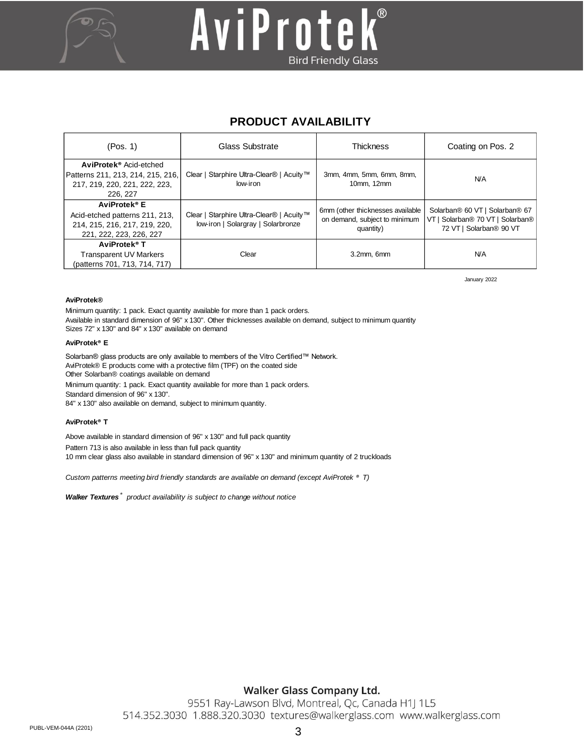## PRODUCT AVAILABILITY

| (Pos. 1) | Glass Substrate | Thickness | Coating on Pos. 2 |
|---|---|---|---|
| **AviProtek®** Acid-etched Patterns 211, 213, 214, 215, 216, 217, 219, 220, 221, 222, 223, 226, 227 | Clear \| Starphire Ultra-Clear® \| Acuity™ low-iron | 3mm, 4mm, 5mm, 6mm, 8mm, 10mm, 12mm | N/A |
| **AviProtek® E** Acid-etched patterns 211, 213, 214, 215, 216, 217, 219, 220, 221, 222, 223, 226, 227 | Clear \| Starphire Ultra-Clear® \| Acuity™ low-iron \| Solargray \| Solarbronze | 6mm (other thicknesses available on demand, subject to minimum quantity) | Solarban® 60 VT \| Solarban® 67 VT \| Solarban® 70 VT \| Solarban® 72 VT \| Solarban® 90 VT |
| **AviProtek® T** Transparent UV Markers (patterns 701, 713, 714, 717) | Clear | 3.2mm, 6mm | N/A |

January 2022

**AviProtek®**

Minimum quantity: 1 pack. Exact quantity available for more than 1 pack orders.
Available in standard dimension of 96" x 130". Other thicknesses available on demand, subject to minimum quantity
Sizes 72" x 130" and 84" x 130" available on demand

**AviProtek® E**

Solarban® glass products are only available to members of the Vitro Certified™ Network.
AviProtek® E products come with a protective film (TPF) on the coated side
Other Solarban® coatings available on demand
Minimum quantity: 1 pack. Exact quantity available for more than 1 pack orders.
Standard dimension of 96" x 130".
84" x 130" also available on demand, subject to minimum quantity.

**AviProtek® T**

Above available in standard dimension of 96" x 130" and full pack quantity
Pattern 713 is also available in less than full pack quantity
10 mm clear glass also available in standard dimension of 96" x 130" and minimum quantity of 2 truckloads

*Custom patterns meeting bird friendly standards are available on demand (except AviProtek ® T)*

***Walker Textures®*** *product availability is subject to change without notice*

**Walker Glass Company Ltd.**
9551 Ray-Lawson Blvd, Montreal, Qc, Canada H1J 1L5
514.352.3030 1.888.320.3030 textures@walkerglass.com www.walkerglass.com

PUBL-VEM-044A (2201)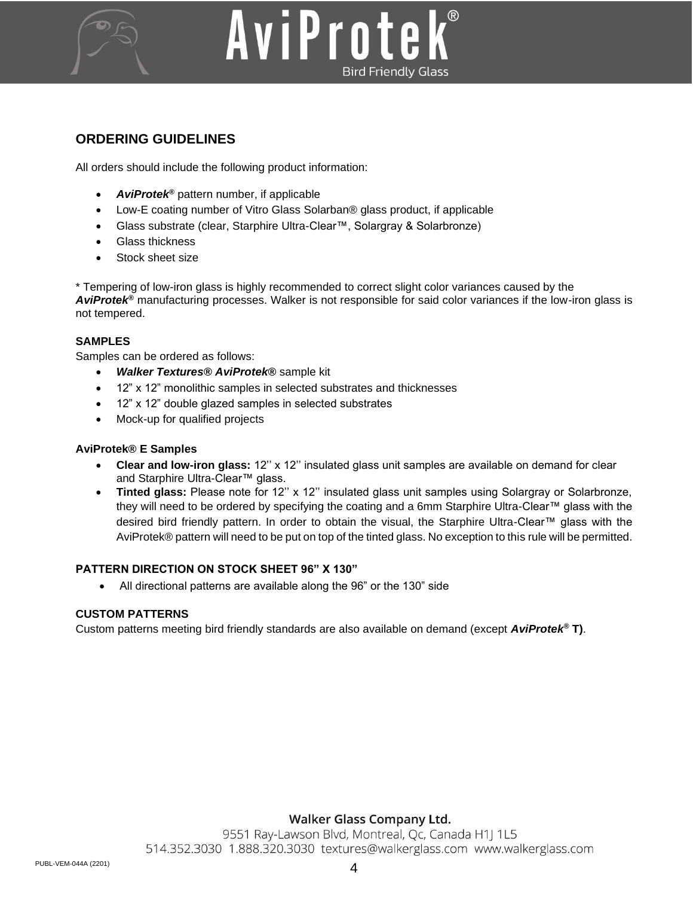## ORDERING GUIDELINES

All orders should include the following product information:

- ***AviProtek®*** pattern number, if applicable
- Low-E coating number of Vitro Glass Solarban® glass product, if applicable
- Glass substrate (clear, Starphire Ultra-Clear™, Solargray & Solarbronze)
- Glass thickness
- Stock sheet size

* Tempering of low-iron glass is highly recommended to correct slight color variances caused by the ***AviProtek®*** manufacturing processes. Walker is not responsible for said color variances if the low-iron glass is not tempered.

### SAMPLES

Samples can be ordered as follows:

- ***Walker Textures® AviProtek®*** sample kit
- 12" x 12" monolithic samples in selected substrates and thicknesses
- 12" x 12" double glazed samples in selected substrates
- Mock-up for qualified projects

### AviProtek® E Samples

- **Clear and low-iron glass:** 12'' x 12'' insulated glass unit samples are available on demand for clear and Starphire Ultra-Clear™ glass.
- **Tinted glass:** Please note for 12'' x 12'' insulated glass unit samples using Solargray or Solarbronze, they will need to be ordered by specifying the coating and a 6mm Starphire Ultra-Clear™ glass with the desired bird friendly pattern. In order to obtain the visual, the Starphire Ultra-Clear™ glass with the AviProtek® pattern will need to be put on top of the tinted glass. No exception to this rule will be permitted.

### PATTERN DIRECTION ON STOCK SHEET 96" X 130"

- All directional patterns are available along the 96" or the 130" side

### CUSTOM PATTERNS

Custom patterns meeting bird friendly standards are also available on demand (except ***AviProtek®*** **T)**.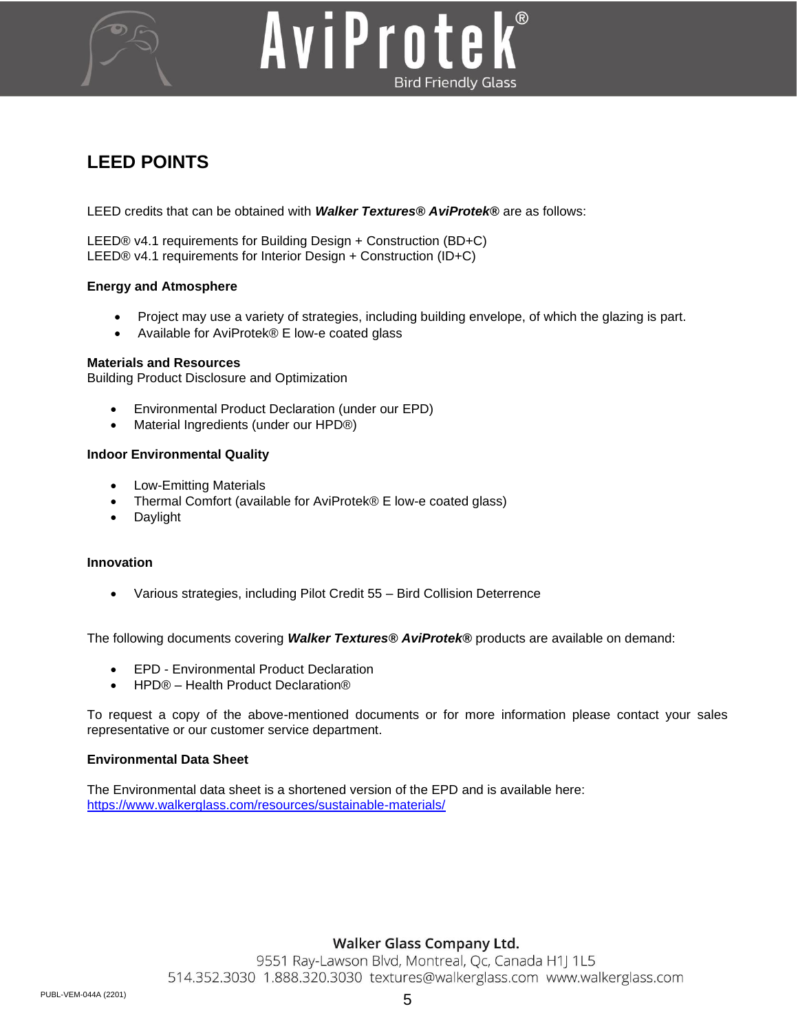## LEED POINTS

LEED credits that can be obtained with ***Walker Textures® AviProtek®*** are as follows:

LEED® v4.1 requirements for Building Design + Construction (BD+C)
LEED® v4.1 requirements for Interior Design + Construction (ID+C)

**Energy and Atmosphere**

- Project may use a variety of strategies, including building envelope, of which the glazing is part.
- Available for AviProtek® E low-e coated glass

**Materials and Resources**
Building Product Disclosure and Optimization

- Environmental Product Declaration (under our EPD)
- Material Ingredients (under our HPD®)

**Indoor Environmental Quality**

- Low-Emitting Materials
- Thermal Comfort (available for AviProtek® E low-e coated glass)
- Daylight

**Innovation**

- Various strategies, including Pilot Credit 55 – Bird Collision Deterrence

The following documents covering ***Walker Textures® AviProtek®*** products are available on demand:

- EPD - Environmental Product Declaration
- HPD® – Health Product Declaration®

To request a copy of the above-mentioned documents or for more information please contact your sales representative or our customer service department.

**Environmental Data Sheet**

The Environmental data sheet is a shortened version of the EPD and is available here:
https://www.walkerglass.com/resources/sustainable-materials/

**Walker Glass Company Ltd.**
9551 Ray-Lawson Blvd, Montreal, Qc, Canada H1J 1L5
514.352.3030 1.888.320.3030 textures@walkerglass.com www.walkerglass.com

PUBL-VEM-044A (2201)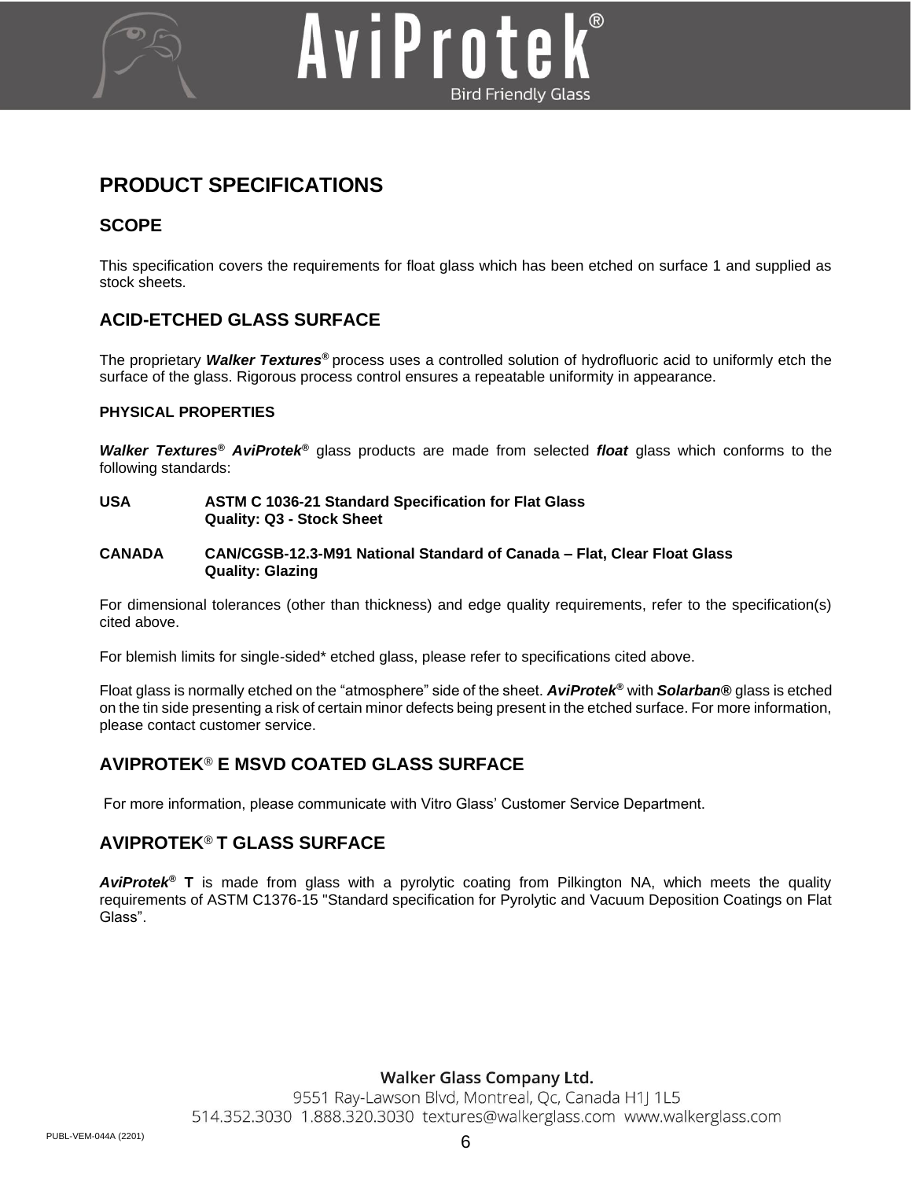# PRODUCT SPECIFICATIONS

## SCOPE

This specification covers the requirements for float glass which has been etched on surface 1 and supplied as stock sheets.

## ACID-ETCHED GLASS SURFACE

The proprietary ***Walker Textures®*** process uses a controlled solution of hydrofluoric acid to uniformly etch the surface of the glass. Rigorous process control ensures a repeatable uniformity in appearance.

### PHYSICAL PROPERTIES

***Walker Textures® AviProtek®*** glass products are made from selected ***float*** glass which conforms to the following standards:

**USA** **ASTM C 1036-21 Standard Specification for Flat Glass**
**Quality: Q3 - Stock Sheet**

**CANADA** **CAN/CGSB-12.3-M91 National Standard of Canada – Flat, Clear Float Glass**
**Quality: Glazing**

For dimensional tolerances (other than thickness) and edge quality requirements, refer to the specification(s) cited above.

For blemish limits for single-sided* etched glass, please refer to specifications cited above.

Float glass is normally etched on the "atmosphere" side of the sheet. ***AviProtek®*** with ***Solarban®*** glass is etched on the tin side presenting a risk of certain minor defects being present in the etched surface. For more information, please contact customer service.

## AVIPROTEK® E MSVD COATED GLASS SURFACE

For more information, please communicate with Vitro Glass' Customer Service Department.

## AVIPROTEK® T GLASS SURFACE

***AviProtek®* T** is made from glass with a pyrolytic coating from Pilkington NA, which meets the quality requirements of ASTM C1376-15 "Standard specification for Pyrolytic and Vacuum Deposition Coatings on Flat Glass".

**Walker Glass Company Ltd.**
9551 Ray-Lawson Blvd, Montreal, Qc, Canada H1J 1L5
514.352.3030 1.888.320.3030 textures@walkerglass.com www.walkerglass.com

PUBL-VEM-044A (2201)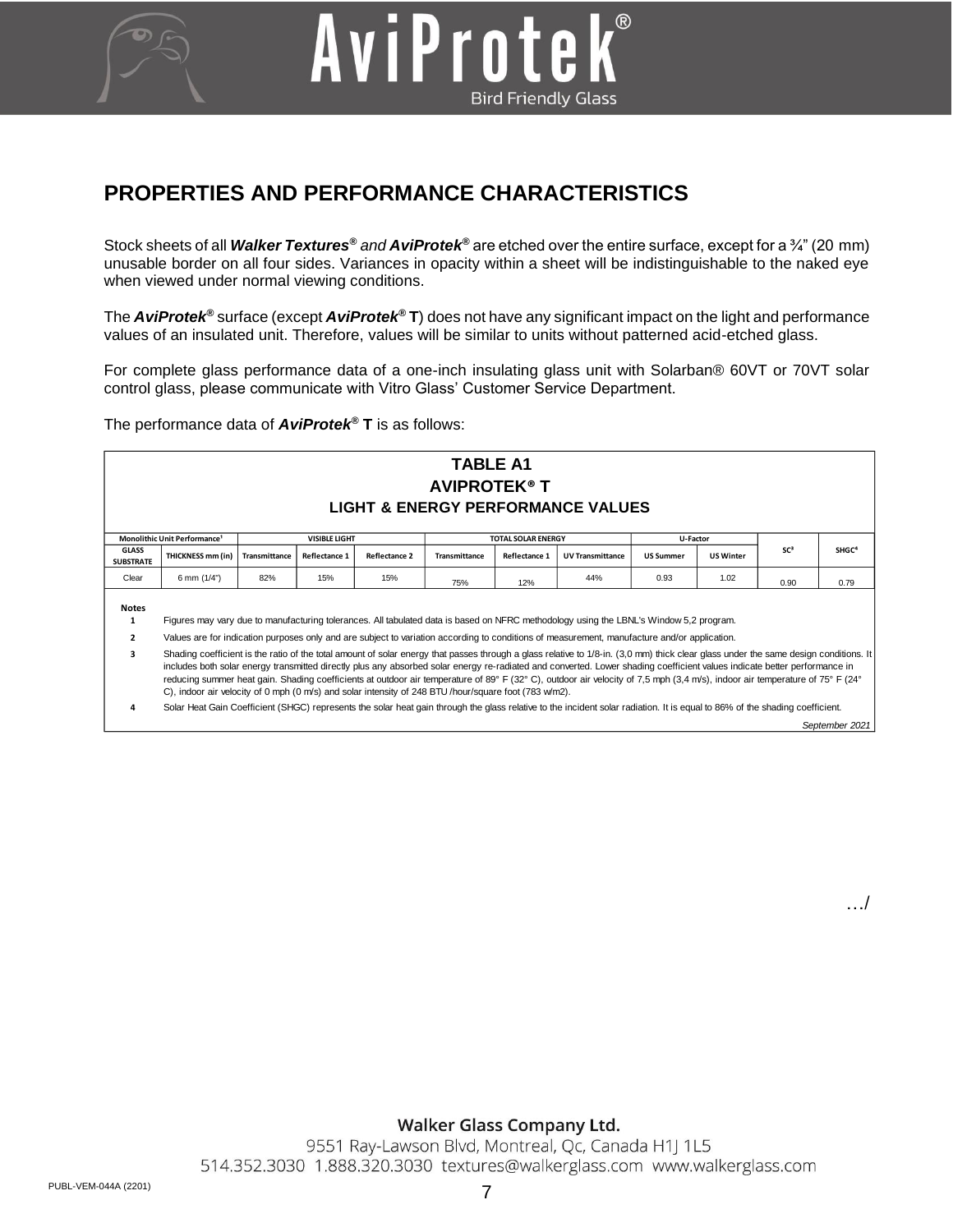## PROPERTIES AND PERFORMANCE CHARACTERISTICS

Stock sheets of all ***Walker Textures®*** *and* ***AviProtek®*** are etched over the entire surface, except for a ¾" (20 mm) unusable border on all four sides. Variances in opacity within a sheet will be indistinguishable to the naked eye when viewed under normal viewing conditions.

The ***AviProtek®*** surface (except ***AviProtek®*** **T**) does not have any significant impact on the light and performance values of an insulated unit. Therefore, values will be similar to units without patterned acid-etched glass.

For complete glass performance data of a one-inch insulating glass unit with Solarban® 60VT or 70VT solar control glass, please communicate with Vitro Glass' Customer Service Department.

The performance data of ***AviProtek®*** **T** is as follows:

**TABLE A1**
**AVIPROTEK® T**
**LIGHT & ENERGY PERFORMANCE VALUES**

| Monolithic Unit Performance[1] | | VISIBLE LIGHT | | | TOTAL SOLAR ENERGY | | | U-Factor | | SC[3] | SHGC[4] |
|---|---|---|---|---|---|---|---|---|---|---|---|
| GLASS SUBSTRATE | THICKNESS mm (in) | Transmittance | Reflectance 1 | Reflectance 2 | Transmittance | Reflectance 1 | UV Transmittance | US Summer | US Winter | | |
| Clear | 6 mm (1/4") | 82% | 15% | 15% | 75% | 12% | 44% | 0.93 | 1.02 | 0.90 | 0.79 |

**Notes**

1. Figures may vary due to manufacturing tolerances. All tabulated data is based on NFRC methodology using the LBNL's Window 5,2 program.
2. Values are for indication purposes only and are subject to variation according to conditions of measurement, manufacture and/or application.
3. Shading coefficient is the ratio of the total amount of solar energy that passes through a glass relative to 1/8-in. (3,0 mm) thick clear glass under the same design conditions. It includes both solar energy transmitted directly plus any absorbed solar energy re-radiated and converted. Lower shading coefficient values indicate better performance in reducing summer heat gain. Shading coefficients at outdoor air temperature of 89° F (32° C), outdoor air velocity of 7,5 mph (3,4 m/s), indoor air temperature of 75° F (24° C), indoor air velocity of 0 mph (0 m/s) and solar intensity of 248 BTU /hour/square foot (783 w/m2).
4. Solar Heat Gain Coefficient (SHGC) represents the solar heat gain through the glass relative to the incident solar radiation. It is equal to 86% of the shading coefficient.

*September 2021*

…/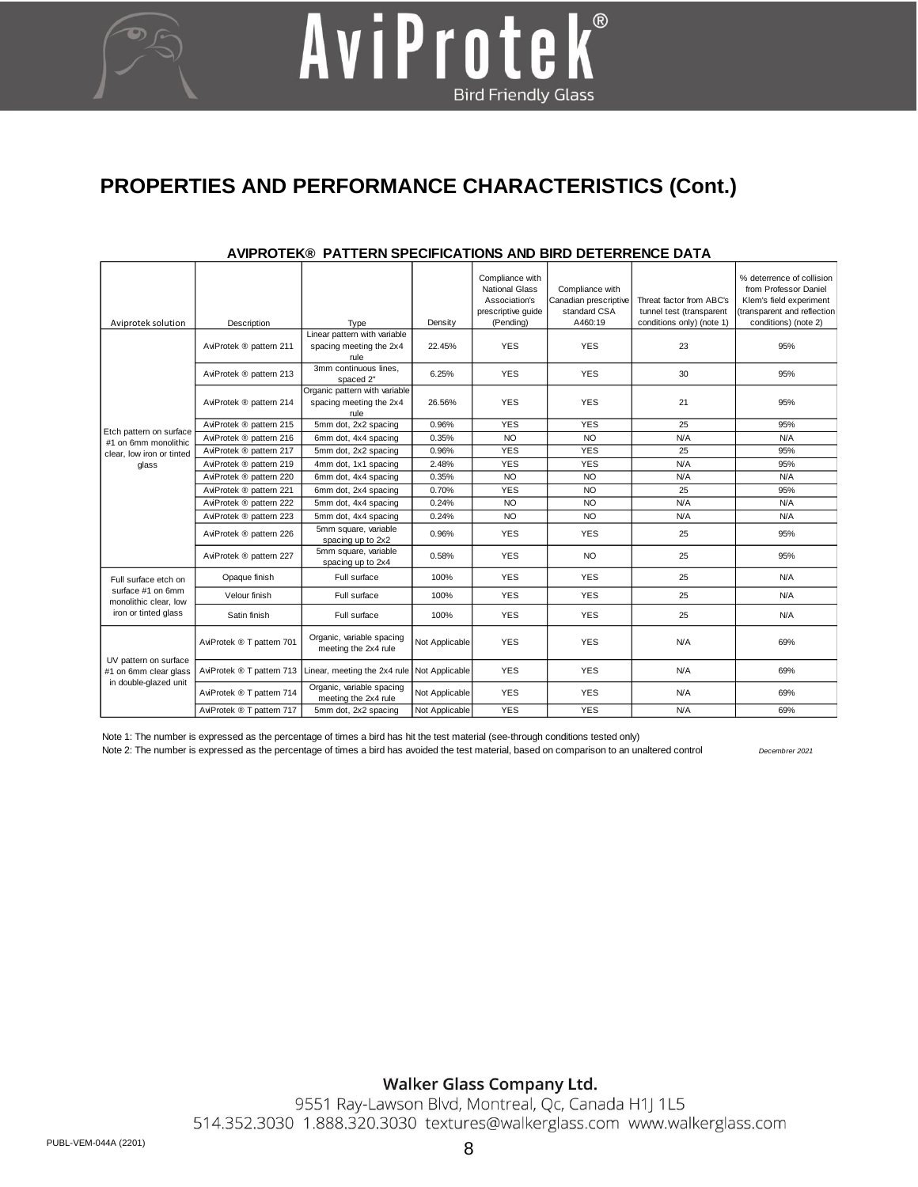## PROPERTIES AND PERFORMANCE CHARACTERISTICS (Cont.)

**AVIPROTEK® PATTERN SPECIFICATIONS AND BIRD DETERRENCE DATA**

| Aviprotek solution | Description | Type | Density | Compliance with National Glass Association's prescriptive guide (Pending) | Compliance with Canadian prescriptive standard CSA A460:19 | Threat factor from ABC's tunnel test (transparent conditions only) (note 1) | % deterrence of collision from Professor Daniel Klem's field experiment (transparent and reflection conditions) (note 2) |
|---|---|---|---|---|---|---|---|
| Etch pattern on surface #1 on 6mm monolithic clear, low iron or tinted glass | AviProtek ® pattern 211 | Linear pattern with variable spacing meeting the 2x4 rule | 22.45% | YES | YES | 23 | 95% |
| | AviProtek ® pattern 213 | 3mm continuous lines, spaced 2" | 6.25% | YES | YES | 30 | 95% |
| | AviProtek ® pattern 214 | Organic pattern with variable spacing meeting the 2x4 rule | 26.56% | YES | YES | 21 | 95% |
| | AviProtek ® pattern 215 | 5mm dot, 2x2 spacing | 0.96% | YES | YES | 25 | 95% |
| | AviProtek ® pattern 216 | 6mm dot, 4x4 spacing | 0.35% | NO | NO | N/A | N/A |
| | AviProtek ® pattern 217 | 5mm dot, 2x2 spacing | 0.96% | YES | YES | 25 | 95% |
| | AviProtek ® pattern 219 | 4mm dot, 1x1 spacing | 2.48% | YES | YES | N/A | 95% |
| | AviProtek ® pattern 220 | 6mm dot, 4x4 spacing | 0.35% | NO | NO | N/A | N/A |
| | AviProtek ® pattern 221 | 6mm dot, 2x4 spacing | 0.70% | YES | NO | 25 | 95% |
| | AviProtek ® pattern 222 | 5mm dot, 4x4 spacing | 0.24% | NO | NO | N/A | N/A |
| | AviProtek ® pattern 223 | 5mm dot, 4x4 spacing | 0.24% | NO | NO | N/A | N/A |
| | AviProtek ® pattern 226 | 5mm square, variable spacing up to 2x2 | 0.96% | YES | YES | 25 | 95% |
| | AviProtek ® pattern 227 | 5mm square, variable spacing up to 2x4 | 0.58% | YES | NO | 25 | 95% |
| Full surface etch on surface #1 on 6mm monolithic clear, low iron or tinted glass | Opaque finish | Full surface | 100% | YES | YES | 25 | N/A |
| | Velour finish | Full surface | 100% | YES | YES | 25 | N/A |
| | Satin finish | Full surface | 100% | YES | YES | 25 | N/A |
| UV pattern on surface #1 on 6mm clear glass in double-glazed unit | AviProtek ® T pattern 701 | Organic, variable spacing meeting the 2x4 rule | Not Applicable | YES | YES | N/A | 69% |
| | AviProtek ® T pattern 713 | Linear, meeting the 2x4 rule | Not Applicable | YES | YES | N/A | 69% |
| | AviProtek ® T pattern 714 | Organic, variable spacing meeting the 2x4 rule | Not Applicable | YES | YES | N/A | 69% |
| | AviProtek ® T pattern 717 | 5mm dot, 2x2 spacing | Not Applicable | YES | YES | N/A | 69% |

Note 1: The number is expressed as the percentage of times a bird has hit the test material (see-through conditions tested only)

Note 2: The number is expressed as the percentage of times a bird has avoided the test material, based on comparison to an unaltered control

*Decembrer 2021*

**Walker Glass Company Ltd.**
9551 Ray-Lawson Blvd, Montreal, Qc, Canada H1J 1L5
514.352.3030 1.888.320.3030 textures@walkerglass.com www.walkerglass.com

PUBL-VEM-044A (2201)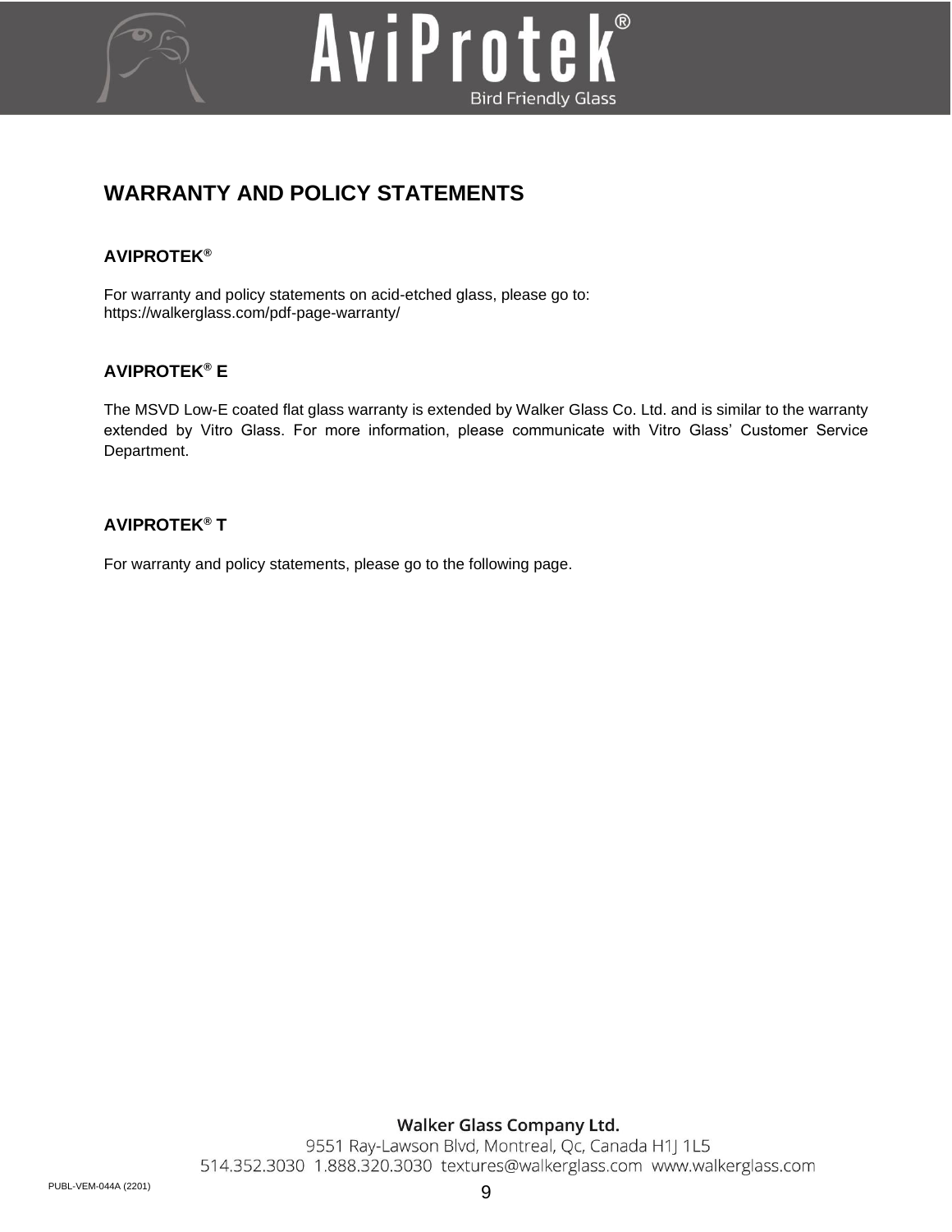# WARRANTY AND POLICY STATEMENTS

## AVIPROTEK®

For warranty and policy statements on acid-etched glass, please go to:
https://walkerglass.com/pdf-page-warranty/

## AVIPROTEK® E

The MSVD Low-E coated flat glass warranty is extended by Walker Glass Co. Ltd. and is similar to the warranty extended by Vitro Glass. For more information, please communicate with Vitro Glass' Customer Service Department.

## AVIPROTEK® T

For warranty and policy statements, please go to the following page.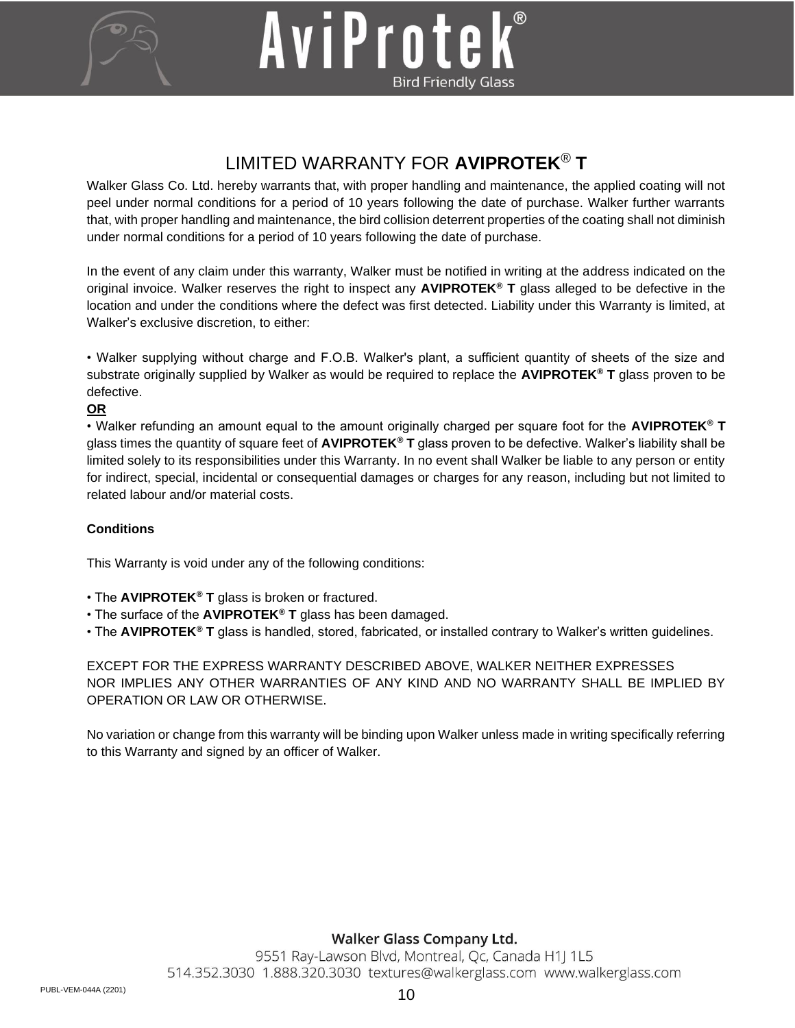# LIMITED WARRANTY FOR **AVIPROTEK® T**

Walker Glass Co. Ltd. hereby warrants that, with proper handling and maintenance, the applied coating will not peel under normal conditions for a period of 10 years following the date of purchase. Walker further warrants that, with proper handling and maintenance, the bird collision deterrent properties of the coating shall not diminish under normal conditions for a period of 10 years following the date of purchase.

In the event of any claim under this warranty, Walker must be notified in writing at the address indicated on the original invoice. Walker reserves the right to inspect any **AVIPROTEK® T** glass alleged to be defective in the location and under the conditions where the defect was first detected. Liability under this Warranty is limited, at Walker's exclusive discretion, to either:

• Walker supplying without charge and F.O.B. Walker's plant, a sufficient quantity of sheets of the size and substrate originally supplied by Walker as would be required to replace the **AVIPROTEK® T** glass proven to be defective.

**OR**

• Walker refunding an amount equal to the amount originally charged per square foot for the **AVIPROTEK® T** glass times the quantity of square feet of **AVIPROTEK® T** glass proven to be defective. Walker's liability shall be limited solely to its responsibilities under this Warranty. In no event shall Walker be liable to any person or entity for indirect, special, incidental or consequential damages or charges for any reason, including but not limited to related labour and/or material costs.

**Conditions**

This Warranty is void under any of the following conditions:

• The **AVIPROTEK® T** glass is broken or fractured.
• The surface of the **AVIPROTEK® T** glass has been damaged.
• The **AVIPROTEK® T** glass is handled, stored, fabricated, or installed contrary to Walker's written guidelines.

EXCEPT FOR THE EXPRESS WARRANTY DESCRIBED ABOVE, WALKER NEITHER EXPRESSES NOR IMPLIES ANY OTHER WARRANTIES OF ANY KIND AND NO WARRANTY SHALL BE IMPLIED BY OPERATION OR LAW OR OTHERWISE.

No variation or change from this warranty will be binding upon Walker unless made in writing specifically referring to this Warranty and signed by an officer of Walker.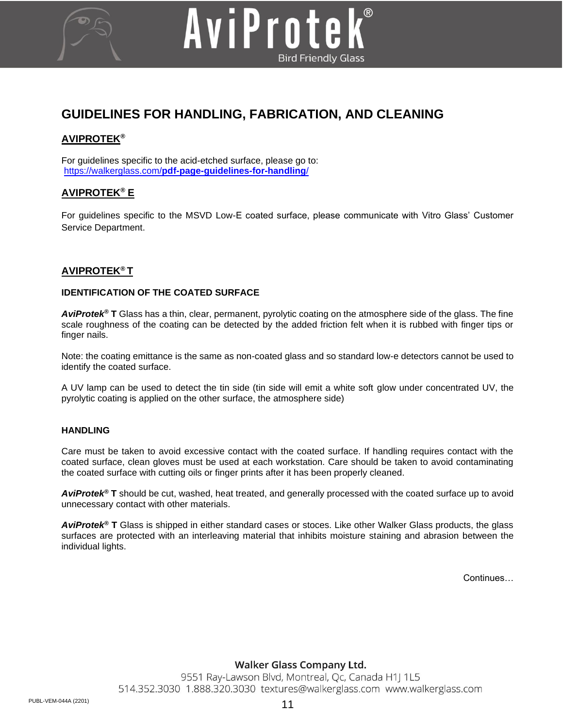# GUIDELINES FOR HANDLING, FABRICATION, AND CLEANING

## AVIPROTEK®

For guidelines specific to the acid-etched surface, please go to:
[https://walkerglass.com/pdf-page-guidelines-for-handling/](https://walkerglass.com/pdf-page-guidelines-for-handling/)

## AVIPROTEK® E

For guidelines specific to the MSVD Low-E coated surface, please communicate with Vitro Glass' Customer Service Department.

## AVIPROTEK® T

### IDENTIFICATION OF THE COATED SURFACE

***AviProtek*® T** Glass has a thin, clear, permanent, pyrolytic coating on the atmosphere side of the glass. The fine scale roughness of the coating can be detected by the added friction felt when it is rubbed with finger tips or finger nails.

Note: the coating emittance is the same as non-coated glass and so standard low-e detectors cannot be used to identify the coated surface.

A UV lamp can be used to detect the tin side (tin side will emit a white soft glow under concentrated UV, the pyrolytic coating is applied on the other surface, the atmosphere side)

### HANDLING

Care must be taken to avoid excessive contact with the coated surface. If handling requires contact with the coated surface, clean gloves must be used at each workstation. Care should be taken to avoid contaminating the coated surface with cutting oils or finger prints after it has been properly cleaned.

***AviProtek*® T** should be cut, washed, heat treated, and generally processed with the coated surface up to avoid unnecessary contact with other materials.

***AviProtek*® T** Glass is shipped in either standard cases or stoces. Like other Walker Glass products, the glass surfaces are protected with an interleaving material that inhibits moisture staining and abrasion between the individual lights.

Continues…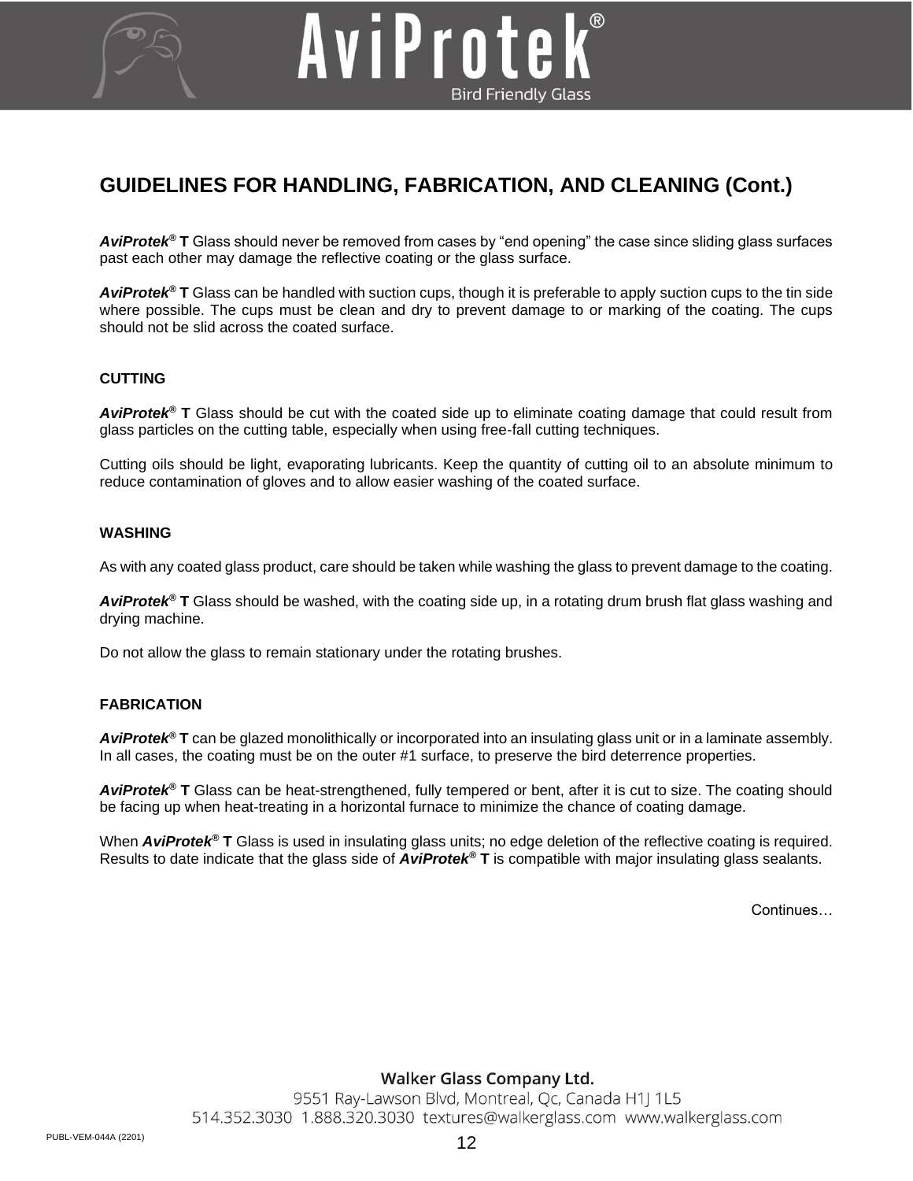## GUIDELINES FOR HANDLING, FABRICATION, AND CLEANING (Cont.)

***AviProtek®*** **T** Glass should never be removed from cases by "end opening" the case since sliding glass surfaces past each other may damage the reflective coating or the glass surface.

***AviProtek®*** **T** Glass can be handled with suction cups, though it is preferable to apply suction cups to the tin side where possible. The cups must be clean and dry to prevent damage to or marking of the coating. The cups should not be slid across the coated surface.

### CUTTING

***AviProtek®*** **T** Glass should be cut with the coated side up to eliminate coating damage that could result from glass particles on the cutting table, especially when using free-fall cutting techniques.

Cutting oils should be light, evaporating lubricants. Keep the quantity of cutting oil to an absolute minimum to reduce contamination of gloves and to allow easier washing of the coated surface.

### WASHING

As with any coated glass product, care should be taken while washing the glass to prevent damage to the coating.

***AviProtek®*** **T** Glass should be washed, with the coating side up, in a rotating drum brush flat glass washing and drying machine.

Do not allow the glass to remain stationary under the rotating brushes.

### FABRICATION

***AviProtek®*** **T** can be glazed monolithically or incorporated into an insulating glass unit or in a laminate assembly. In all cases, the coating must be on the outer #1 surface, to preserve the bird deterrence properties.

***AviProtek®*** **T** Glass can be heat-strengthened, fully tempered or bent, after it is cut to size. The coating should be facing up when heat-treating in a horizontal furnace to minimize the chance of coating damage.

When ***AviProtek®*** **T** Glass is used in insulating glass units; no edge deletion of the reflective coating is required. Results to date indicate that the glass side of ***AviProtek®*** **T** is compatible with major insulating glass sealants.

Continues…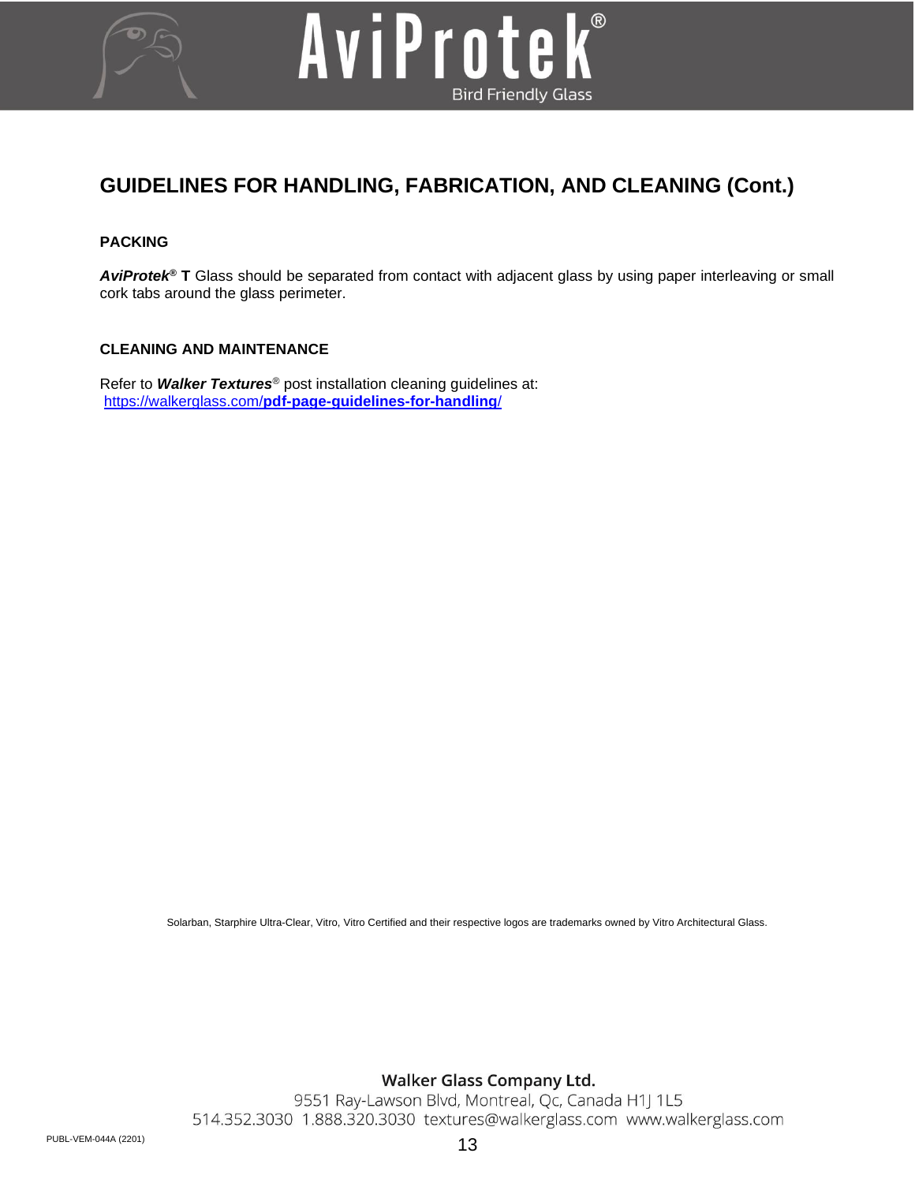## GUIDELINES FOR HANDLING, FABRICATION, AND CLEANING (Cont.)

### PACKING

***AviProtek*® T** Glass should be separated from contact with adjacent glass by using paper interleaving or small cork tabs around the glass perimeter.

### CLEANING AND MAINTENANCE

Refer to ***Walker Textures***® post installation cleaning guidelines at:
https://walkerglass.com/**pdf-page-guidelines-for-handling**/

Solarban, Starphire Ultra-Clear, Vitro, Vitro Certified and their respective logos are trademarks owned by Vitro Architectural Glass.

**Walker Glass Company Ltd.**
9551 Ray-Lawson Blvd, Montreal, Qc, Canada H1J 1L5
514.352.3030 1.888.320.3030 textures@walkerglass.com www.walkerglass.com

PUBL-VEM-044A (2201)